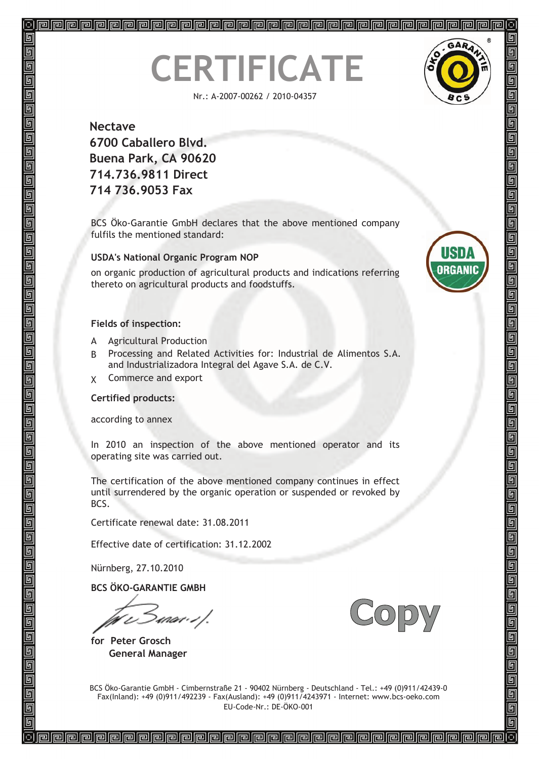# CERTIFICATE

Nr.: A-2007-00262 / 2010-04357

**Nectave**
**6700 Caballero Blvd.**
**Buena Park, CA 90620**
**714.736.9811 Direct**
**714 736.9053 Fax**

BCS Öko-Garantie GmbH declares that the above mentioned company fulfils the mentioned standard:

**USDA's National Organic Program NOP**

on organic production of agricultural products and indications referring thereto on agricultural products and foodstuffs.

**Fields of inspection:**

- A Agricultural Production
- B Processing and Related Activities for: Industrial de Alimentos S.A. and Industrializadora Integral del Agave S.A. de C.V.
- X Commerce and export

**Certified products:**

according to annex

In 2010 an inspection of the above mentioned operator and its operating site was carried out.

The certification of the above mentioned company continues in effect until surrendered by the organic operation or suspended or revoked by BCS.

Certificate renewal date: 31.08.2011

Effective date of certification: 31.12.2002

Nürnberg, 27.10.2010

**BCS ÖKO-GARANTIE GMBH**

**for Peter Grosch**
**General Manager**

**Copy**

BCS Öko-Garantie GmbH - Cimbernstraße 21 - 90402 Nürnberg - Deutschland - Tel.: +49 (0)911/42439-0
Fax(Inland): +49 (0)911/492239 - Fax(Ausland): +49 (0)911/4243971 - Internet: www.bcs-oeko.com
EU-Code-Nr.: DE-ÖKO-001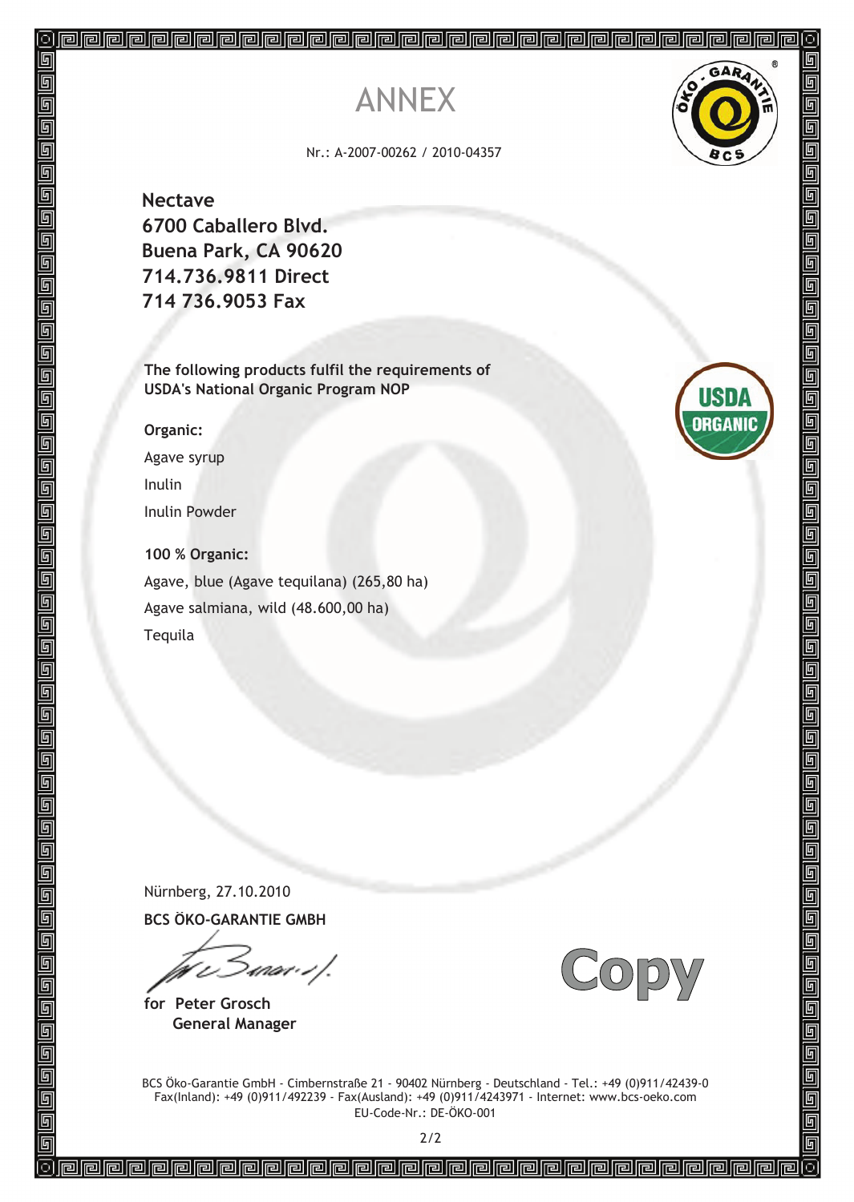# ANNEX

Nr.: A-2007-00262 / 2010-04357

**Nectave**
**6700 Caballero Blvd.**
**Buena Park, CA 90620**
**714.736.9811 Direct**
**714 736.9053 Fax**

**The following products fulfil the requirements of USDA's National Organic Program NOP**

**Organic:**

Agave syrup

Inulin

Inulin Powder

**100 % Organic:**

Agave, blue (Agave tequilana) (265,80 ha)

Agave salmiana, wild (48.600,00 ha)

Tequila

Nürnberg, 27.10.2010

**BCS ÖKO-GARANTIE GMBH**

**for Peter Grosch**
**General Manager**

Copy

BCS Öko-Garantie GmbH - Cimbernstraße 21 - 90402 Nürnberg - Deutschland - Tel.: +49 (0)911/42439-0
Fax(Inland): +49 (0)911/492239 - Fax(Ausland): +49 (0)911/4243971 - Internet: www.bcs-oeko.com
EU-Code-Nr.: DE-ÖKO-001